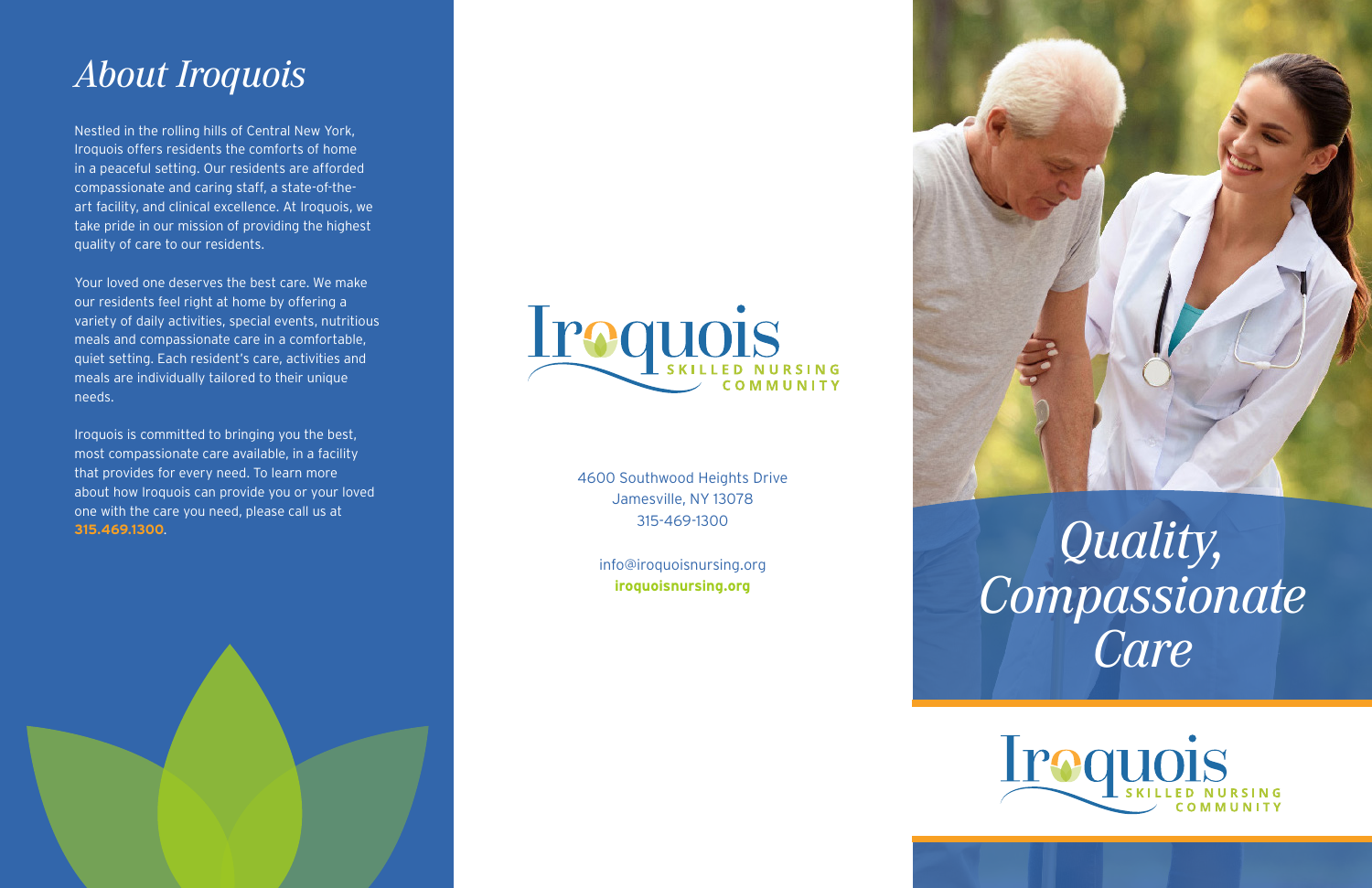# About Iroquois

Nestled in the rolling hills of Central New York, Iroquois offers residents the comforts of home in a peaceful setting. Our residents are afforded compassionate and caring staff, a state-of-the-art facility, and clinical excellence. At Iroquois, we take pride in our mission of providing the highest quality of care to our residents.

Your loved one deserves the best care. We make our residents feel right at home by offering a variety of daily activities, special events, nutritious meals and compassionate care in a comfortable, quiet setting. Each resident's care, activities and meals are individually tailored to their unique needs.

Iroquois is committed to bringing you the best, most compassionate care available, in a facility that provides for every need. To learn more about how Iroquois can provide you or your loved one with the care you need, please call us at **315.469.1300**.

Iroquois SKILLED NURSING COMMUNITY

4600 Southwood Heights Drive
Jamesville, NY 13078
315-469-1300

info@iroquoisnursing.org
**iroquoisnursing.org**

# *Quality, Compassionate Care*

Iroquois SKILLED NURSING COMMUNITY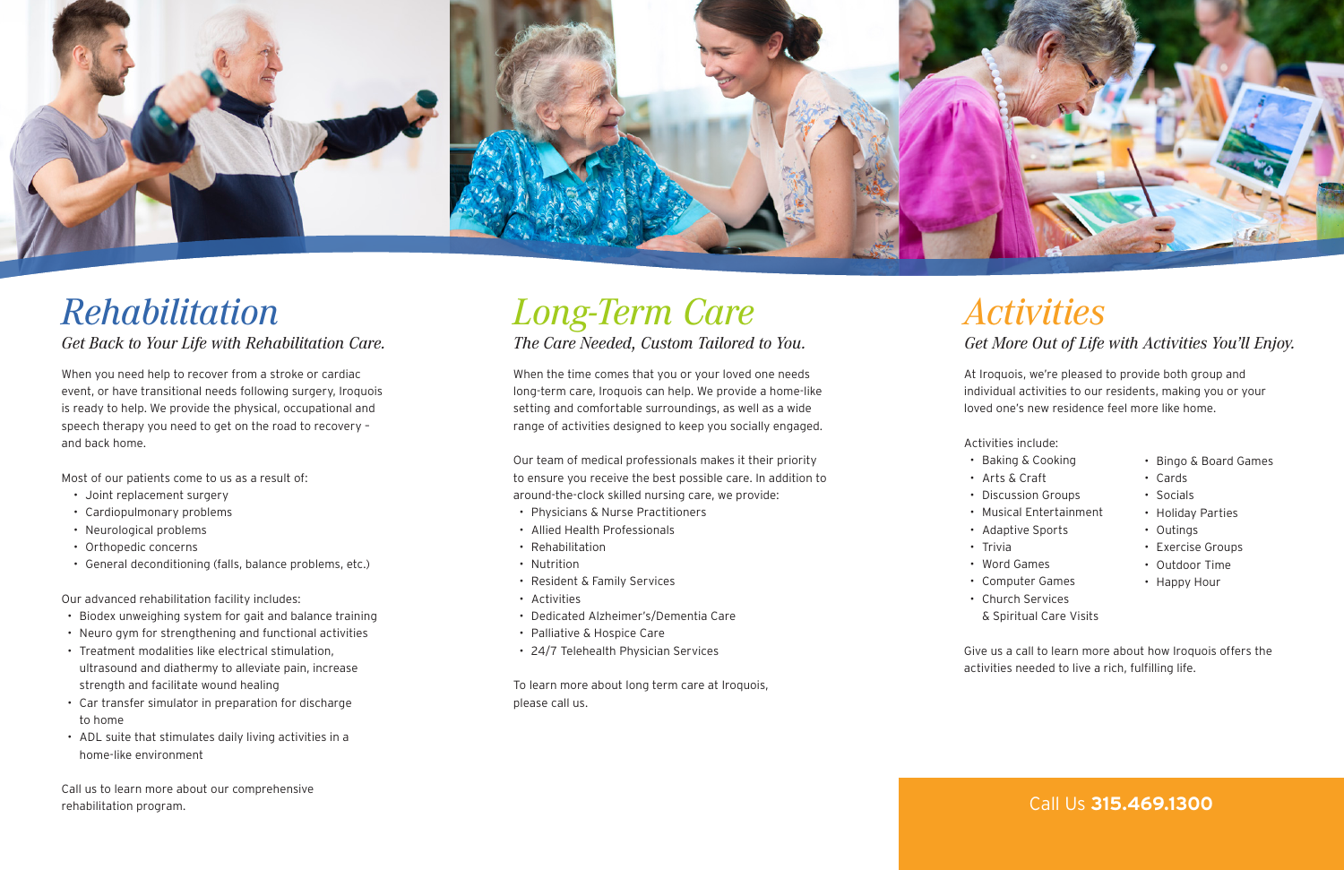# Rehabilitation

*Get Back to Your Life with Rehabilitation Care.*

When you need help to recover from a stroke or cardiac event, or have transitional needs following surgery, Iroquois is ready to help. We provide the physical, occupational and speech therapy you need to get on the road to recovery – and back home.

Most of our patients come to us as a result of:

- Joint replacement surgery
- Cardiopulmonary problems
- Neurological problems
- Orthopedic concerns
- General deconditioning (falls, balance problems, etc.)

Our advanced rehabilitation facility includes:

- Biodex unweighing system for gait and balance training
- Neuro gym for strengthening and functional activities
- Treatment modalities like electrical stimulation, ultrasound and diathermy to alleviate pain, increase strength and facilitate wound healing
- Car transfer simulator in preparation for discharge to home
- ADL suite that stimulates daily living activities in a home-like environment

Call us to learn more about our comprehensive rehabilitation program.

# Long-Term Care

*The Care Needed, Custom Tailored to You.*

When the time comes that you or your loved one needs long-term care, Iroquois can help. We provide a home-like setting and comfortable surroundings, as well as a wide range of activities designed to keep you socially engaged.

Our team of medical professionals makes it their priority to ensure you receive the best possible care. In addition to around-the-clock skilled nursing care, we provide:

- Physicians & Nurse Practitioners
- Allied Health Professionals
- Rehabilitation
- Nutrition
- Resident & Family Services
- Activities
- Dedicated Alzheimer's/Dementia Care
- Palliative & Hospice Care
- 24/7 Telehealth Physician Services

To learn more about long term care at Iroquois, please call us.

# Activities

*Get More Out of Life with Activities You'll Enjoy.*

At Iroquois, we're pleased to provide both group and individual activities to our residents, making you or your loved one's new residence feel more like home.

Activities include:

- Baking & Cooking
- Arts & Craft
- Discussion Groups
- Musical Entertainment
- Adaptive Sports
- Trivia
- Word Games
- Computer Games
- Church Services & Spiritual Care Visits
- Bingo & Board Games
- Cards
- Socials
- Holiday Parties
- Outings
- Exercise Groups
- Outdoor Time
- Happy Hour

Give us a call to learn more about how Iroquois offers the activities needed to live a rich, fulfilling life.

Call Us **315.469.1300**